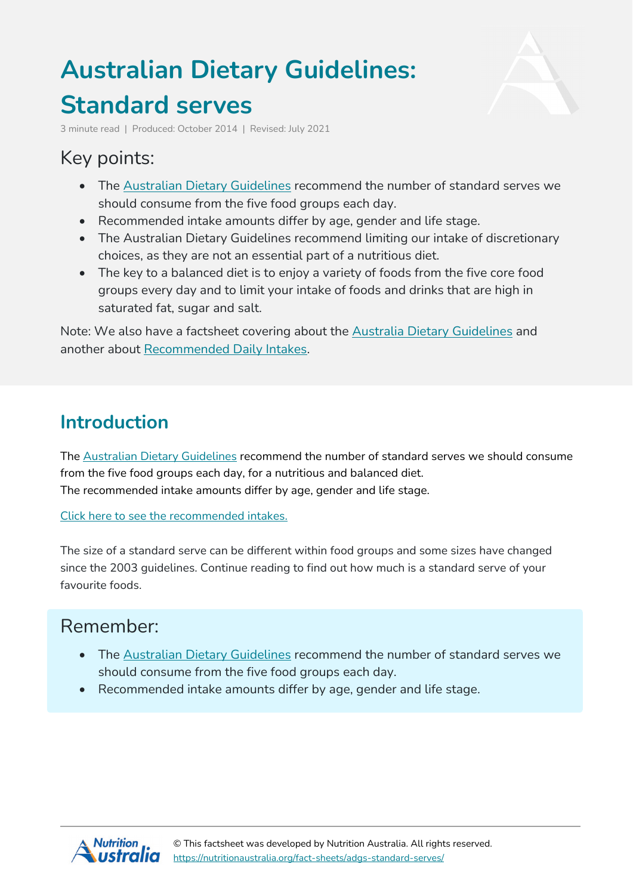# Australian Dietary Guidelines: Standard serves

3 minute read | Produced: October 2014 | Revised: July 2021

## Key points:

- The Australian Dietary Guidelines recommend the number of standard serves we should consume from the five food groups each day.
- Recommended intake amounts differ by age, gender and life stage.
- The Australian Dietary Guidelines recommend limiting our intake of discretionary choices, as they are not an essential part of a nutritious diet.
- The key to a balanced diet is to enjoy a variety of foods from the five core food groups every day and to limit your intake of foods and drinks that are high in saturated fat, sugar and salt.

Note: We also have a factsheet covering about the Australia Dietary Guidelines and another about Recommended Daily Intakes.

## Introduction

The Australian Dietary Guidelines recommend the number of standard serves we should consume from the five food groups each day, for a nutritious and balanced diet.
The recommended intake amounts differ by age, gender and life stage.

Click here to see the recommended intakes.

The size of a standard serve can be different within food groups and some sizes have changed since the 2003 guidelines. Continue reading to find out how much is a standard serve of your favourite foods.

## Remember:

- The Australian Dietary Guidelines recommend the number of standard serves we should consume from the five food groups each day.
- Recommended intake amounts differ by age, gender and life stage.

© This factsheet was developed by Nutrition Australia. All rights reserved.
https://nutritionaustralia.org/fact-sheets/adgs-standard-serves/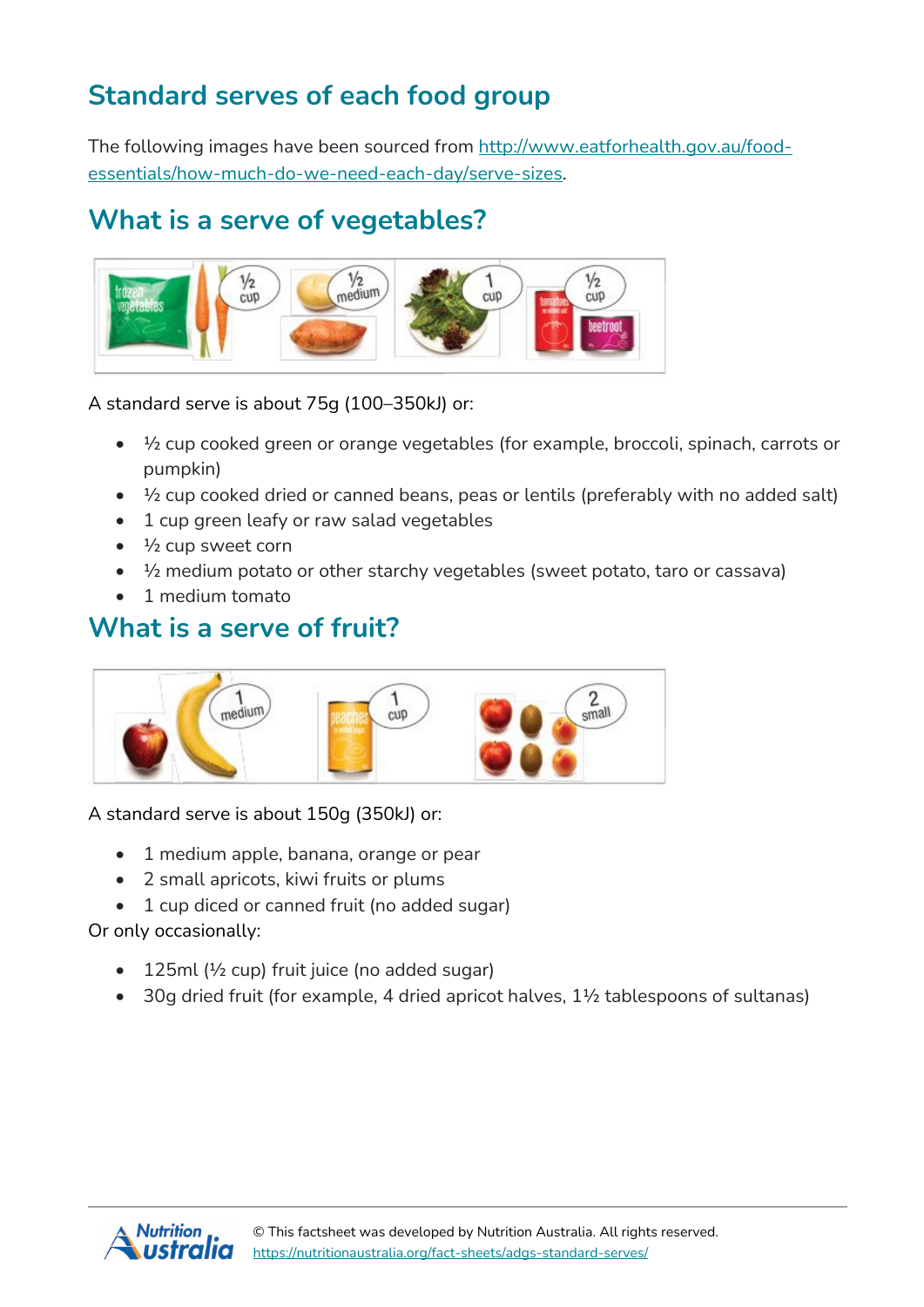## Standard serves of each food group

The following images have been sourced from [http://www.eatforhealth.gov.au/food-essentials/how-much-do-we-need-each-day/serve-sizes](http://www.eatforhealth.gov.au/food-essentials/how-much-do-we-need-each-day/serve-sizes).

## What is a serve of vegetables?

A standard serve is about 75g (100–350kJ) or:

- ½ cup cooked green or orange vegetables (for example, broccoli, spinach, carrots or pumpkin)
- ½ cup cooked dried or canned beans, peas or lentils (preferably with no added salt)
- 1 cup green leafy or raw salad vegetables
- ½ cup sweet corn
- ½ medium potato or other starchy vegetables (sweet potato, taro or cassava)
- 1 medium tomato

## What is a serve of fruit?

A standard serve is about 150g (350kJ) or:

- 1 medium apple, banana, orange or pear
- 2 small apricots, kiwi fruits or plums
- 1 cup diced or canned fruit (no added sugar)

Or only occasionally:

- 125ml (½ cup) fruit juice (no added sugar)
- 30g dried fruit (for example, 4 dried apricot halves, 1½ tablespoons of sultanas)

© This factsheet was developed by Nutrition Australia. All rights reserved.
[https://nutritionaustralia.org/fact-sheets/adgs-standard-serves/](https://nutritionaustralia.org/fact-sheets/adgs-standard-serves/)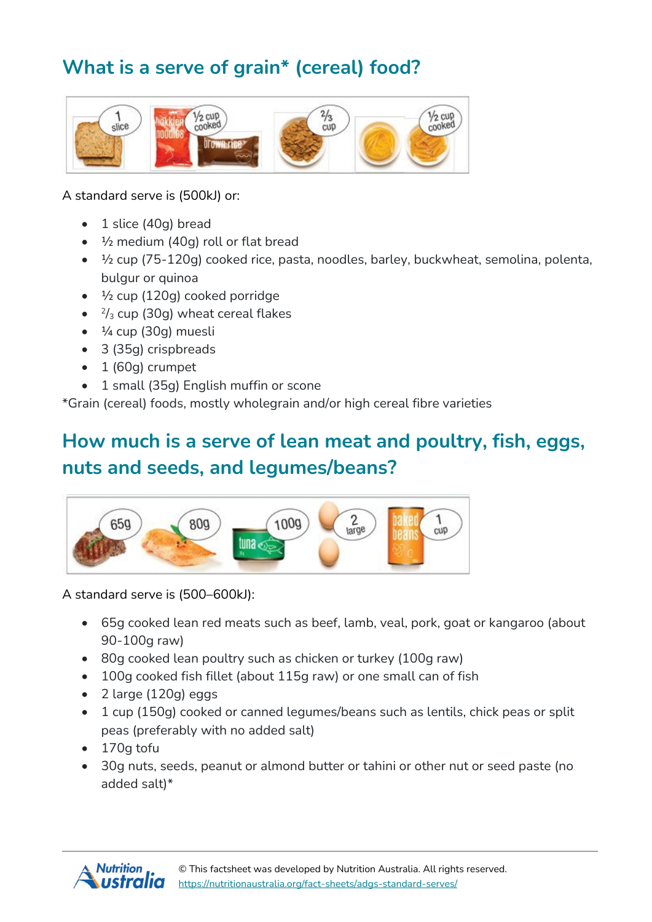## What is a serve of grain* (cereal) food?

A standard serve is (500kJ) or:

- 1 slice (40g) bread
- ½ medium (40g) roll or flat bread
- ½ cup (75-120g) cooked rice, pasta, noodles, barley, buckwheat, semolina, polenta, bulgur or quinoa
- ½ cup (120g) cooked porridge
- ⅔ cup (30g) wheat cereal flakes
- ¼ cup (30g) muesli
- 3 (35g) crispbreads
- 1 (60g) crumpet
- 1 small (35g) English muffin or scone

*Grain (cereal) foods, mostly wholegrain and/or high cereal fibre varieties

## How much is a serve of lean meat and poultry, fish, eggs, nuts and seeds, and legumes/beans?

A standard serve is (500–600kJ):

- 65g cooked lean red meats such as beef, lamb, veal, pork, goat or kangaroo (about 90-100g raw)
- 80g cooked lean poultry such as chicken or turkey (100g raw)
- 100g cooked fish fillet (about 115g raw) or one small can of fish
- 2 large (120g) eggs
- 1 cup (150g) cooked or canned legumes/beans such as lentils, chick peas or split peas (preferably with no added salt)
- 170g tofu
- 30g nuts, seeds, peanut or almond butter or tahini or other nut or seed paste (no added salt)*

© This factsheet was developed by Nutrition Australia. All rights reserved.
https://nutritionaustralia.org/fact-sheets/adgs-standard-serves/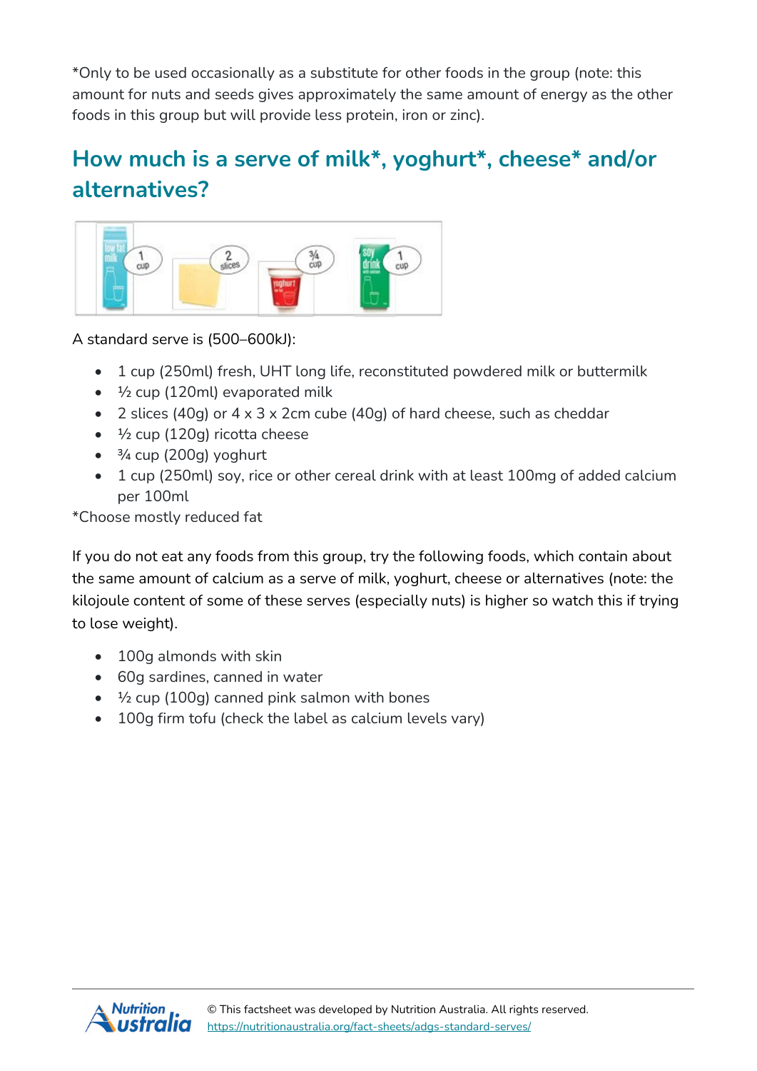*Only to be used occasionally as a substitute for other foods in the group (note: this amount for nuts and seeds gives approximately the same amount of energy as the other foods in this group but will provide less protein, iron or zinc).

## How much is a serve of milk*, yoghurt*, cheese* and/or alternatives?

A standard serve is (500–600kJ):

- 1 cup (250ml) fresh, UHT long life, reconstituted powdered milk or buttermilk
- ½ cup (120ml) evaporated milk
- 2 slices (40g) or 4 x 3 x 2cm cube (40g) of hard cheese, such as cheddar
- ½ cup (120g) ricotta cheese
- ¾ cup (200g) yoghurt
- 1 cup (250ml) soy, rice or other cereal drink with at least 100mg of added calcium per 100ml

*Choose mostly reduced fat

If you do not eat any foods from this group, try the following foods, which contain about the same amount of calcium as a serve of milk, yoghurt, cheese or alternatives (note: the kilojoule content of some of these serves (especially nuts) is higher so watch this if trying to lose weight).

- 100g almonds with skin
- 60g sardines, canned in water
- ½ cup (100g) canned pink salmon with bones
- 100g firm tofu (check the label as calcium levels vary)

© This factsheet was developed by Nutrition Australia. All rights reserved.
https://nutritionaustralia.org/fact-sheets/adgs-standard-serves/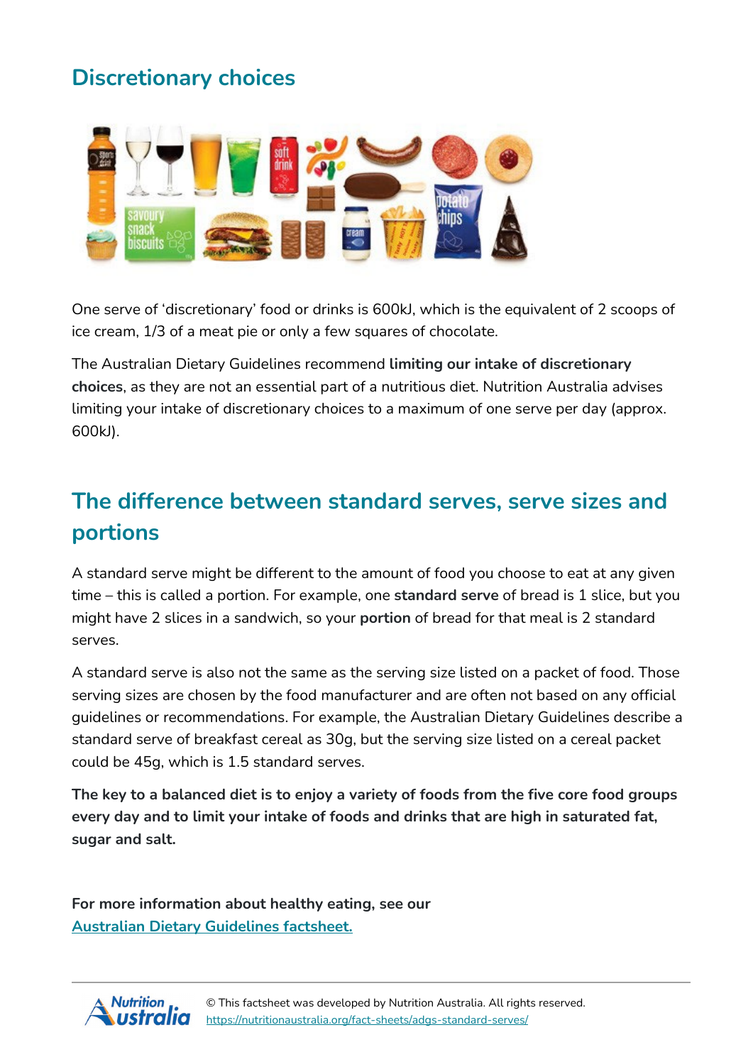## Discretionary choices

One serve of 'discretionary' food or drinks is 600kJ, which is the equivalent of 2 scoops of ice cream, 1/3 of a meat pie or only a few squares of chocolate.

The Australian Dietary Guidelines recommend **limiting our intake of discretionary choices**, as they are not an essential part of a nutritious diet. Nutrition Australia advises limiting your intake of discretionary choices to a maximum of one serve per day (approx. 600kJ).

## The difference between standard serves, serve sizes and portions

A standard serve might be different to the amount of food you choose to eat at any given time – this is called a portion. For example, one **standard serve** of bread is 1 slice, but you might have 2 slices in a sandwich, so your **portion** of bread for that meal is 2 standard serves.

A standard serve is also not the same as the serving size listed on a packet of food. Those serving sizes are chosen by the food manufacturer and are often not based on any official guidelines or recommendations. For example, the Australian Dietary Guidelines describe a standard serve of breakfast cereal as 30g, but the serving size listed on a cereal packet could be 45g, which is 1.5 standard serves.

**The key to a balanced diet is to enjoy a variety of foods from the five core food groups every day and to limit your intake of foods and drinks that are high in saturated fat, sugar and salt.**

**For more information about healthy eating, see our**
[Australian Dietary Guidelines factsheet.](#)

© This factsheet was developed by Nutrition Australia. All rights reserved.
https://nutritionaustralia.org/fact-sheets/adgs-standard-serves/